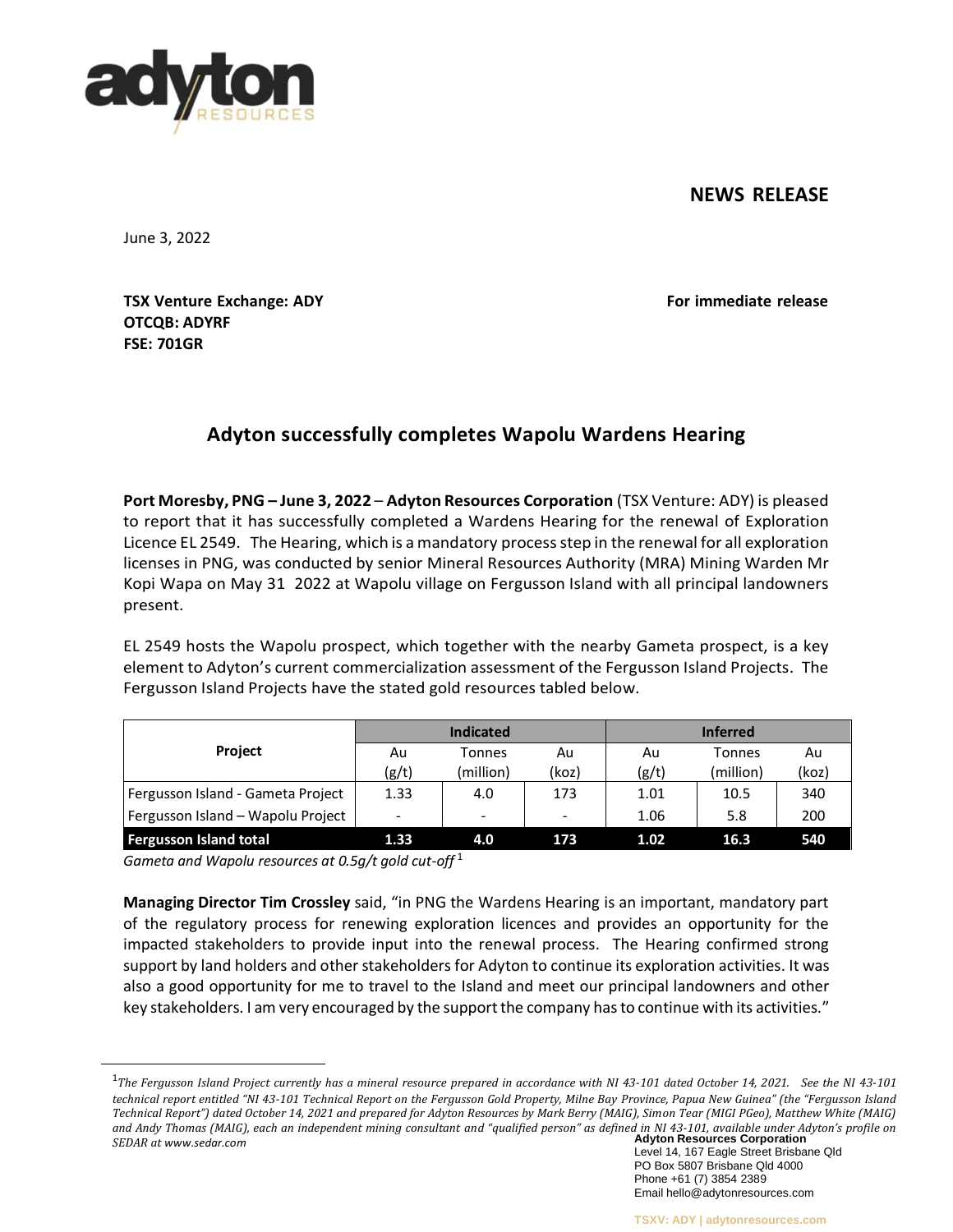**NEWS RELEASE**

June 3, 2022

**TSX Venture Exchange: ADY**
**OTCQB: ADYRF**
**FSE: 701GR**

**For immediate release**

## Adyton successfully completes Wapolu Wardens Hearing

**Port Moresby, PNG – June 3, 2022** – **Adyton Resources Corporation** (TSX Venture: ADY) is pleased to report that it has successfully completed a Wardens Hearing for the renewal of Exploration Licence EL 2549. The Hearing, which is a mandatory process step in the renewal for all exploration licenses in PNG, was conducted by senior Mineral Resources Authority (MRA) Mining Warden Mr Kopi Wapa on May 31 2022 at Wapolu village on Fergusson Island with all principal landowners present.

EL 2549 hosts the Wapolu prospect, which together with the nearby Gameta prospect, is a key element to Adyton's current commercialization assessment of the Fergusson Island Projects. The Fergusson Island Projects have the stated gold resources tabled below.

| Project | Indicated | | | Inferred | | |
|---|---|---|---|---|---|---|
| | Au (g/t) | Tonnes (million) | Au (koz) | Au (g/t) | Tonnes (million) | Au (koz) |
| Fergusson Island - Gameta Project | 1.33 | 4.0 | 173 | 1.01 | 10.5 | 340 |
| Fergusson Island – Wapolu Project | - | - | - | 1.06 | 5.8 | 200 |
| **Fergusson Island total** | **1.33** | **4.0** | **173** | **1.02** | **16.3** | **540** |

*Gameta and Wapolu resources at 0.5g/t gold cut-off* [1]

**Managing Director Tim Crossley** said, "in PNG the Wardens Hearing is an important, mandatory part of the regulatory process for renewing exploration licences and provides an opportunity for the impacted stakeholders to provide input into the renewal process. The Hearing confirmed strong support by land holders and other stakeholders for Adyton to continue its exploration activities. It was also a good opportunity for me to travel to the Island and meet our principal landowners and other key stakeholders. I am very encouraged by the support the company has to continue with its activities."

---

[1] *The Fergusson Island Project currently has a mineral resource prepared in accordance with NI 43-101 dated October 14, 2021. See the NI 43-101 technical report entitled "NI 43-101 Technical Report on the Fergusson Gold Property, Milne Bay Province, Papua New Guinea" (the "Fergusson Island Technical Report") dated October 14, 2021 and prepared for Adyton Resources by Mark Berry (MAIG), Simon Tear (MIGI PGeo), Matthew White (MAIG) and Andy Thomas (MAIG), each an independent mining consultant and "qualified person" as defined in NI 43-101, available under Adyton's profile on SEDAR at www.sedar.com*

**Adyton Resources Corporation**
Level 14, 167 Eagle Street Brisbane Qld
PO Box 5807 Brisbane Qld 4000
Phone +61 (7) 3854 2389
Email hello@adytonresources.com

TSXV: ADY | adytonresources.com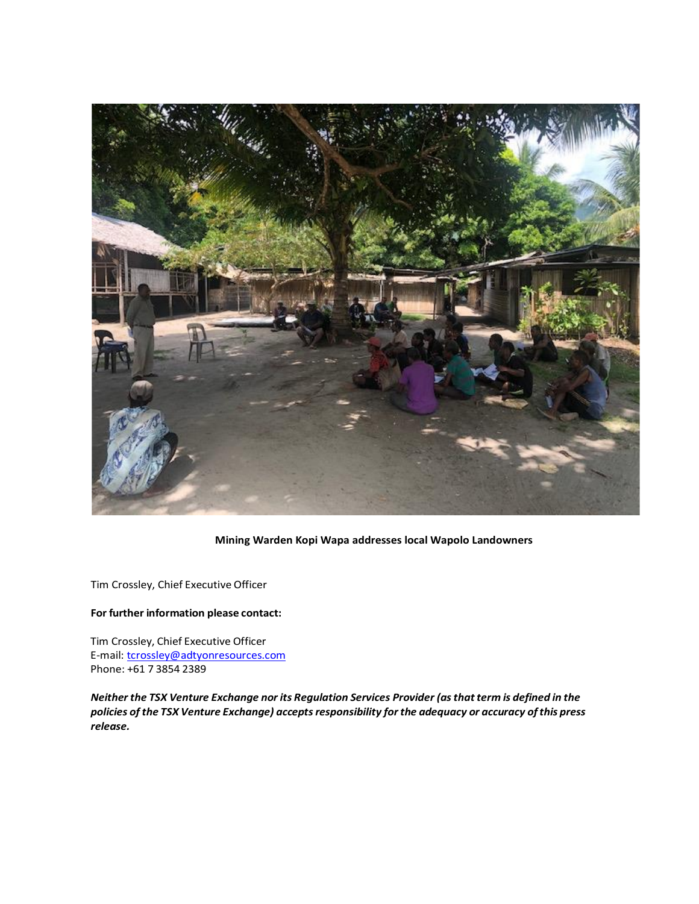**Mining Warden Kopi Wapa addresses local Wapolo Landowners**

Tim Crossley, Chief Executive Officer

**For further information please contact:**

Tim Crossley, Chief Executive Officer
E-mail: tcrossley@adtyonresources.com
Phone: +61 7 3854 2389

***Neither the TSX Venture Exchange nor its Regulation Services Provider (as that term is defined in the policies of the TSX Venture Exchange) accepts responsibility for the adequacy or accuracy of this press release.***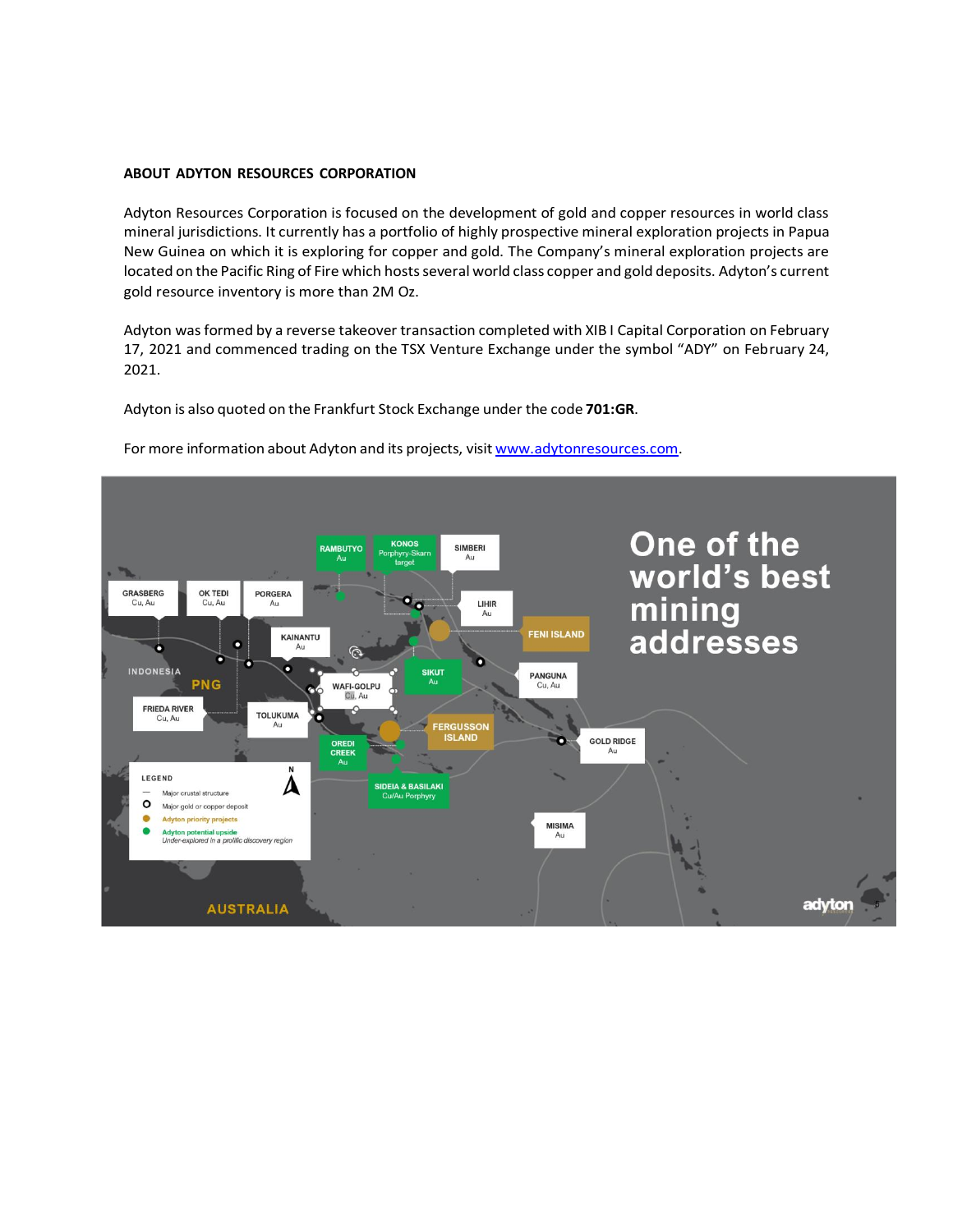**ABOUT ADYTON RESOURCES CORPORATION**

Adyton Resources Corporation is focused on the development of gold and copper resources in world class mineral jurisdictions. It currently has a portfolio of highly prospective mineral exploration projects in Papua New Guinea on which it is exploring for copper and gold. The Company's mineral exploration projects are located on the Pacific Ring of Fire which hosts several world class copper and gold deposits. Adyton's current gold resource inventory is more than 2M Oz.

Adyton was formed by a reverse takeover transaction completed with XIB I Capital Corporation on February 17, 2021 and commenced trading on the TSX Venture Exchange under the symbol "ADY" on February 24, 2021.

Adyton is also quoted on the Frankfurt Stock Exchange under the code **701:GR**.

For more information about Adyton and its projects, visit [www.adytonresources.com](http://www.adytonresources.com).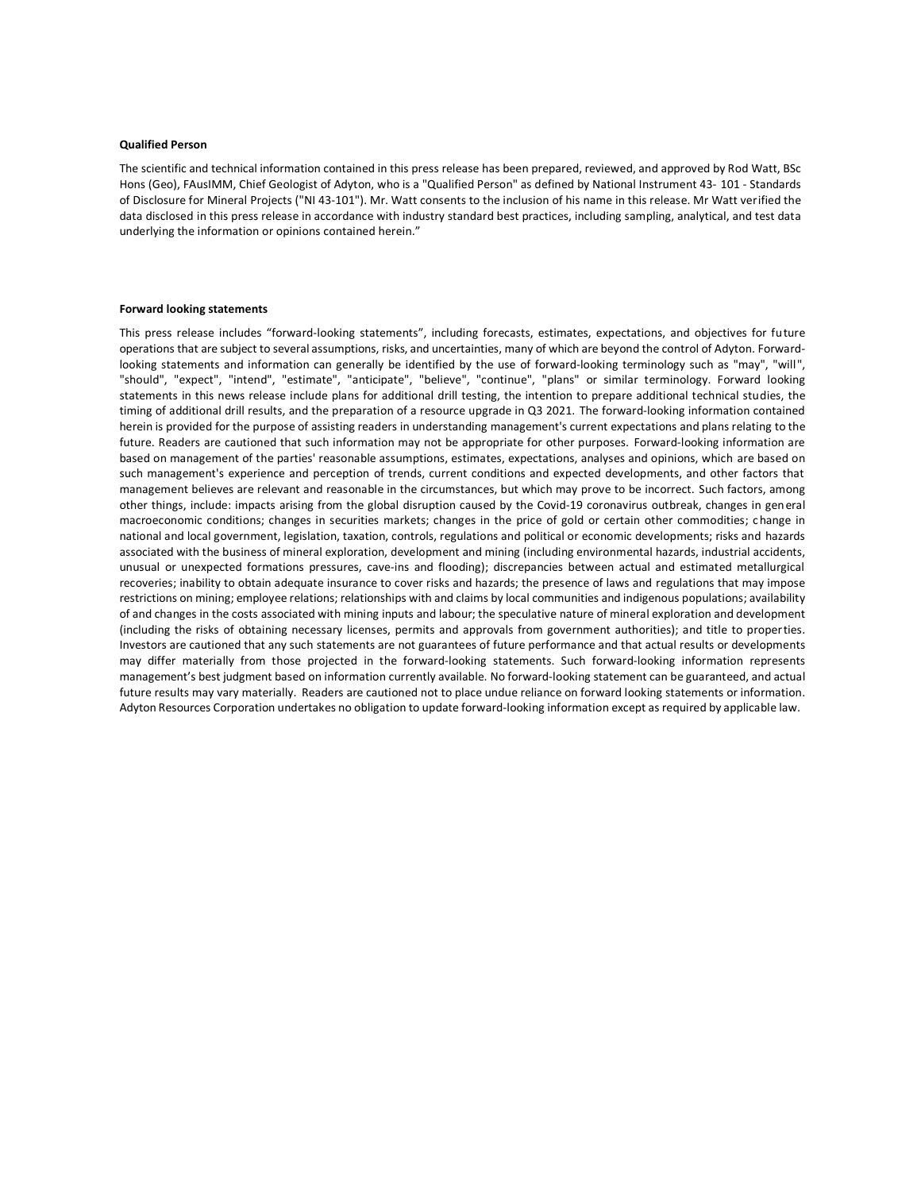**Qualified Person**

The scientific and technical information contained in this press release has been prepared, reviewed, and approved by Rod Watt, BSc Hons (Geo), FAusIMM, Chief Geologist of Adyton, who is a "Qualified Person" as defined by National Instrument 43- 101 - Standards of Disclosure for Mineral Projects ("NI 43-101"). Mr. Watt consents to the inclusion of his name in this release. Mr Watt verified the data disclosed in this press release in accordance with industry standard best practices, including sampling, analytical, and test data underlying the information or opinions contained herein."

**Forward looking statements**

This press release includes "forward-looking statements", including forecasts, estimates, expectations, and objectives for future operations that are subject to several assumptions, risks, and uncertainties, many of which are beyond the control of Adyton. Forward-looking statements and information can generally be identified by the use of forward-looking terminology such as "may", "will", "should", "expect", "intend", "estimate", "anticipate", "believe", "continue", "plans" or similar terminology. Forward looking statements in this news release include plans for additional drill testing, the intention to prepare additional technical studies, the timing of additional drill results, and the preparation of a resource upgrade in Q3 2021. The forward-looking information contained herein is provided for the purpose of assisting readers in understanding management's current expectations and plans relating to the future. Readers are cautioned that such information may not be appropriate for other purposes. Forward-looking information are based on management of the parties' reasonable assumptions, estimates, expectations, analyses and opinions, which are based on such management's experience and perception of trends, current conditions and expected developments, and other factors that management believes are relevant and reasonable in the circumstances, but which may prove to be incorrect. Such factors, among other things, include: impacts arising from the global disruption caused by the Covid-19 coronavirus outbreak, changes in general macroeconomic conditions; changes in securities markets; changes in the price of gold or certain other commodities; change in national and local government, legislation, taxation, controls, regulations and political or economic developments; risks and hazards associated with the business of mineral exploration, development and mining (including environmental hazards, industrial accidents, unusual or unexpected formations pressures, cave-ins and flooding); discrepancies between actual and estimated metallurgical recoveries; inability to obtain adequate insurance to cover risks and hazards; the presence of laws and regulations that may impose restrictions on mining; employee relations; relationships with and claims by local communities and indigenous populations; availability of and changes in the costs associated with mining inputs and labour; the speculative nature of mineral exploration and development (including the risks of obtaining necessary licenses, permits and approvals from government authorities); and title to properties. Investors are cautioned that any such statements are not guarantees of future performance and that actual results or developments may differ materially from those projected in the forward-looking statements. Such forward-looking information represents management's best judgment based on information currently available. No forward-looking statement can be guaranteed, and actual future results may vary materially. Readers are cautioned not to place undue reliance on forward looking statements or information. Adyton Resources Corporation undertakes no obligation to update forward-looking information except as required by applicable law.